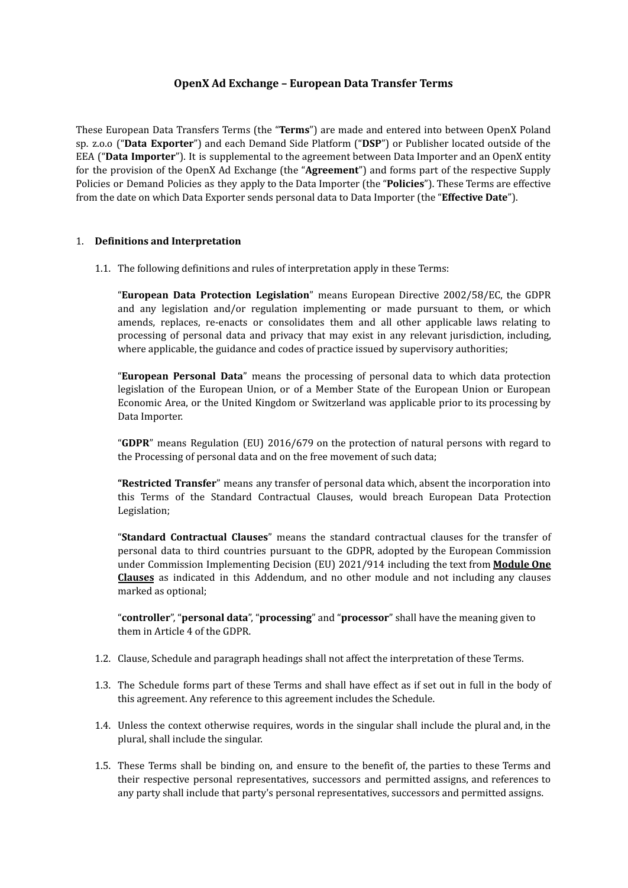# OpenX Ad Exchange – European Data Transfer Terms

These European Data Transfers Terms (the "**Terms**") are made and entered into between OpenX Poland sp. z.o.o ("**Data Exporter**") and each Demand Side Platform ("**DSP**") or Publisher located outside of the EEA ("**Data Importer**"). It is supplemental to the agreement between Data Importer and an OpenX entity for the provision of the OpenX Ad Exchange (the "**Agreement**") and forms part of the respective Supply Policies or Demand Policies as they apply to the Data Importer (the "**Policies**"). These Terms are effective from the date on which Data Exporter sends personal data to Data Importer (the "**Effective Date**").

1. **Definitions and Interpretation**

   1.1. The following definitions and rules of interpretation apply in these Terms:

   "**European Data Protection Legislation**" means European Directive 2002/58/EC, the GDPR and any legislation and/or regulation implementing or made pursuant to them, or which amends, replaces, re-enacts or consolidates them and all other applicable laws relating to processing of personal data and privacy that may exist in any relevant jurisdiction, including, where applicable, the guidance and codes of practice issued by supervisory authorities;

   "**European Personal Data**" means the processing of personal data to which data protection legislation of the European Union, or of a Member State of the European Union or European Economic Area, or the United Kingdom or Switzerland was applicable prior to its processing by Data Importer.

   "**GDPR**" means Regulation (EU) 2016/679 on the protection of natural persons with regard to the Processing of personal data and on the free movement of such data;

   **"Restricted Transfer**" means any transfer of personal data which, absent the incorporation into this Terms of the Standard Contractual Clauses, would breach European Data Protection Legislation;

   "**Standard Contractual Clauses**" means the standard contractual clauses for the transfer of personal data to third countries pursuant to the GDPR, adopted by the European Commission under Commission Implementing Decision (EU) 2021/914 including the text from **Module One Clauses** as indicated in this Addendum, and no other module and not including any clauses marked as optional;

   "**controller**", "**personal data**", "**processing**" and "**processor**" shall have the meaning given to them in Article 4 of the GDPR.

   1.2. Clause, Schedule and paragraph headings shall not affect the interpretation of these Terms.

   1.3. The Schedule forms part of these Terms and shall have effect as if set out in full in the body of this agreement. Any reference to this agreement includes the Schedule.

   1.4. Unless the context otherwise requires, words in the singular shall include the plural and, in the plural, shall include the singular.

   1.5. These Terms shall be binding on, and ensure to the benefit of, the parties to these Terms and their respective personal representatives, successors and permitted assigns, and references to any party shall include that party's personal representatives, successors and permitted assigns.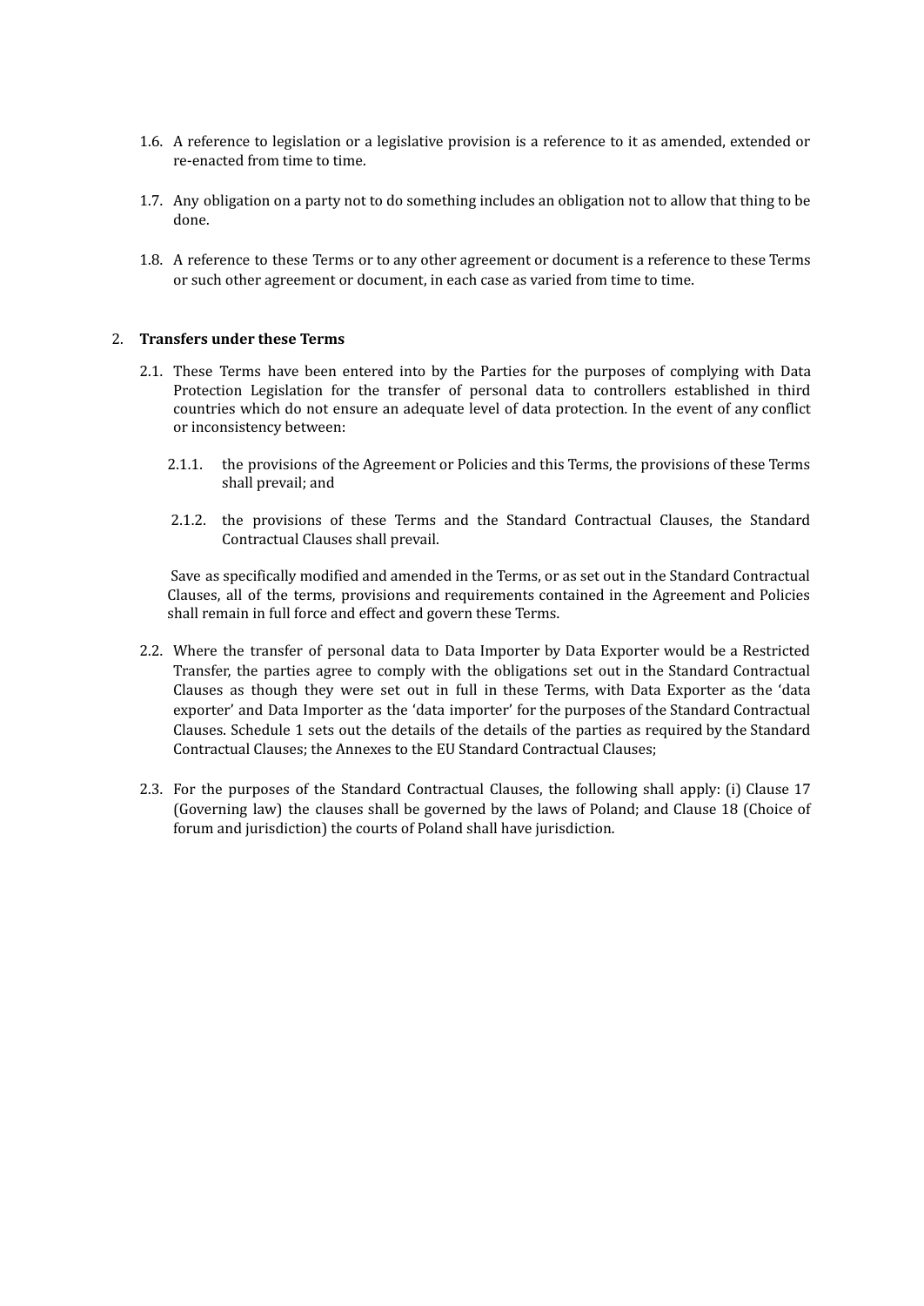1.6. A reference to legislation or a legislative provision is a reference to it as amended, extended or re-enacted from time to time.

1.7. Any obligation on a party not to do something includes an obligation not to allow that thing to be done.

1.8. A reference to these Terms or to any other agreement or document is a reference to these Terms or such other agreement or document, in each case as varied from time to time.

2. **Transfers under these Terms**

2.1. These Terms have been entered into by the Parties for the purposes of complying with Data Protection Legislation for the transfer of personal data to controllers established in third countries which do not ensure an adequate level of data protection. In the event of any conflict or inconsistency between:

2.1.1. the provisions of the Agreement or Policies and this Terms, the provisions of these Terms shall prevail; and

2.1.2. the provisions of these Terms and the Standard Contractual Clauses, the Standard Contractual Clauses shall prevail.

Save as specifically modified and amended in the Terms, or as set out in the Standard Contractual Clauses, all of the terms, provisions and requirements contained in the Agreement and Policies shall remain in full force and effect and govern these Terms.

2.2. Where the transfer of personal data to Data Importer by Data Exporter would be a Restricted Transfer, the parties agree to comply with the obligations set out in the Standard Contractual Clauses as though they were set out in full in these Terms, with Data Exporter as the 'data exporter' and Data Importer as the 'data importer' for the purposes of the Standard Contractual Clauses. Schedule 1 sets out the details of the details of the parties as required by the Standard Contractual Clauses; the Annexes to the EU Standard Contractual Clauses;

2.3. For the purposes of the Standard Contractual Clauses, the following shall apply: (i) Clause 17 (Governing law) the clauses shall be governed by the laws of Poland; and Clause 18 (Choice of forum and jurisdiction) the courts of Poland shall have jurisdiction.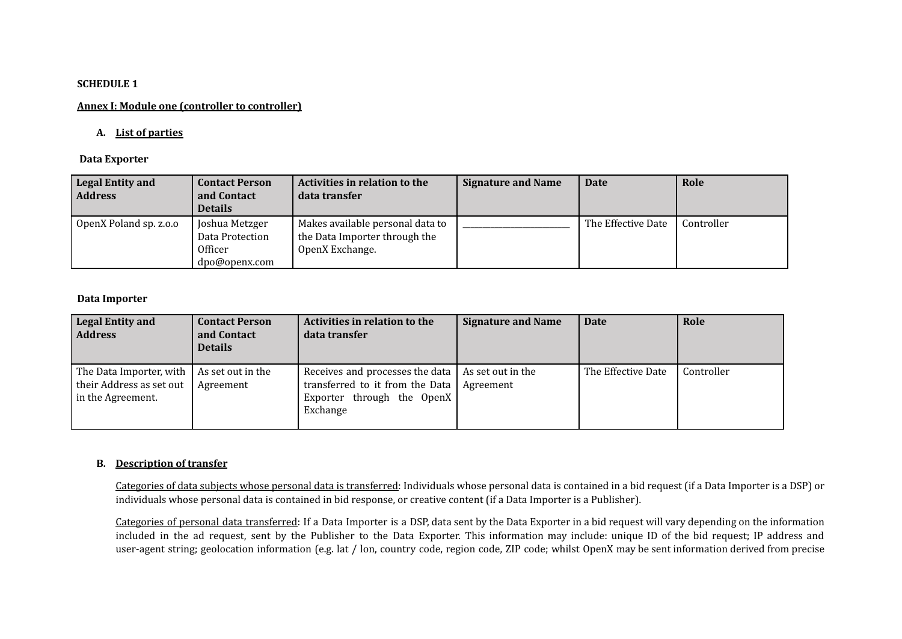**SCHEDULE 1**

**Annex I: Module one (controller to controller)**

**A. List of parties**

**Data Exporter**

| Legal Entity and Address | Contact Person and Contact Details | Activities in relation to the data transfer | Signature and Name | Date | Role |
|---|---|---|---|---|---|
| OpenX Poland sp. z.o.o | Joshua Metzger Data Protection Officer dpo@openx.com | Makes available personal data to the Data Importer through the OpenX Exchange. | ______________________ | The Effective Date | Controller |

**Data Importer**

| Legal Entity and Address | Contact Person and Contact Details | Activities in relation to the data transfer | Signature and Name | Date | Role |
|---|---|---|---|---|---|
| The Data Importer, with their Address as set out in the Agreement. | As set out in the Agreement | Receives and processes the data transferred to it from the Data Exporter through the OpenX Exchange | As set out in the Agreement | The Effective Date | Controller |

**B. Description of transfer**

Categories of data subjects whose personal data is transferred: Individuals whose personal data is contained in a bid request (if a Data Importer is a DSP) or individuals whose personal data is contained in bid response, or creative content (if a Data Importer is a Publisher).

Categories of personal data transferred: If a Data Importer is a DSP, data sent by the Data Exporter in a bid request will vary depending on the information included in the ad request, sent by the Publisher to the Data Exporter. This information may include: unique ID of the bid request; IP address and user-agent string; geolocation information (e.g. lat / lon, country code, region code, ZIP code; whilst OpenX may be sent information derived from precise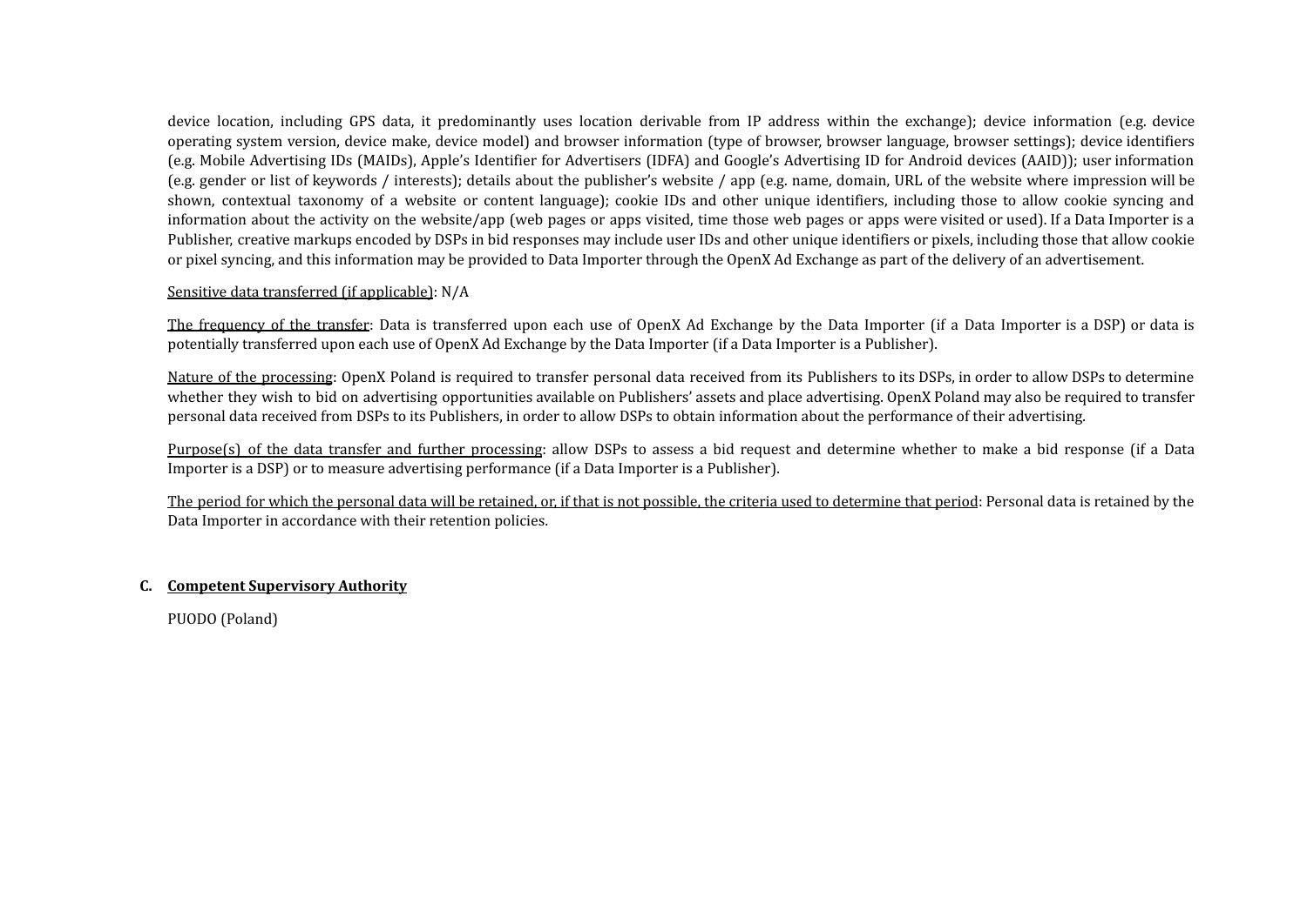device location, including GPS data, it predominantly uses location derivable from IP address within the exchange); device information (e.g. device operating system version, device make, device model) and browser information (type of browser, browser language, browser settings); device identifiers (e.g. Mobile Advertising IDs (MAIDs), Apple's Identifier for Advertisers (IDFA) and Google's Advertising ID for Android devices (AAID)); user information (e.g. gender or list of keywords / interests); details about the publisher's website / app (e.g. name, domain, URL of the website where impression will be shown, contextual taxonomy of a website or content language); cookie IDs and other unique identifiers, including those to allow cookie syncing and information about the activity on the website/app (web pages or apps visited, time those web pages or apps were visited or used). If a Data Importer is a Publisher, creative markups encoded by DSPs in bid responses may include user IDs and other unique identifiers or pixels, including those that allow cookie or pixel syncing, and this information may be provided to Data Importer through the OpenX Ad Exchange as part of the delivery of an advertisement.

<u>Sensitive data transferred (if applicable)</u>: N/A

<u>The frequency of the transfer</u>: Data is transferred upon each use of OpenX Ad Exchange by the Data Importer (if a Data Importer is a DSP) or data is potentially transferred upon each use of OpenX Ad Exchange by the Data Importer (if a Data Importer is a Publisher).

<u>Nature of the processing</u>: OpenX Poland is required to transfer personal data received from its Publishers to its DSPs, in order to allow DSPs to determine whether they wish to bid on advertising opportunities available on Publishers' assets and place advertising. OpenX Poland may also be required to transfer personal data received from DSPs to its Publishers, in order to allow DSPs to obtain information about the performance of their advertising.

<u>Purpose(s) of the data transfer and further processing</u>: allow DSPs to assess a bid request and determine whether to make a bid response (if a Data Importer is a DSP) or to measure advertising performance (if a Data Importer is a Publisher).

<u>The period for which the personal data will be retained, or, if that is not possible, the criteria used to determine that period</u>: Personal data is retained by the Data Importer in accordance with their retention policies.

**C. <u>Competent Supervisory Authority</u>**

PUODO (Poland)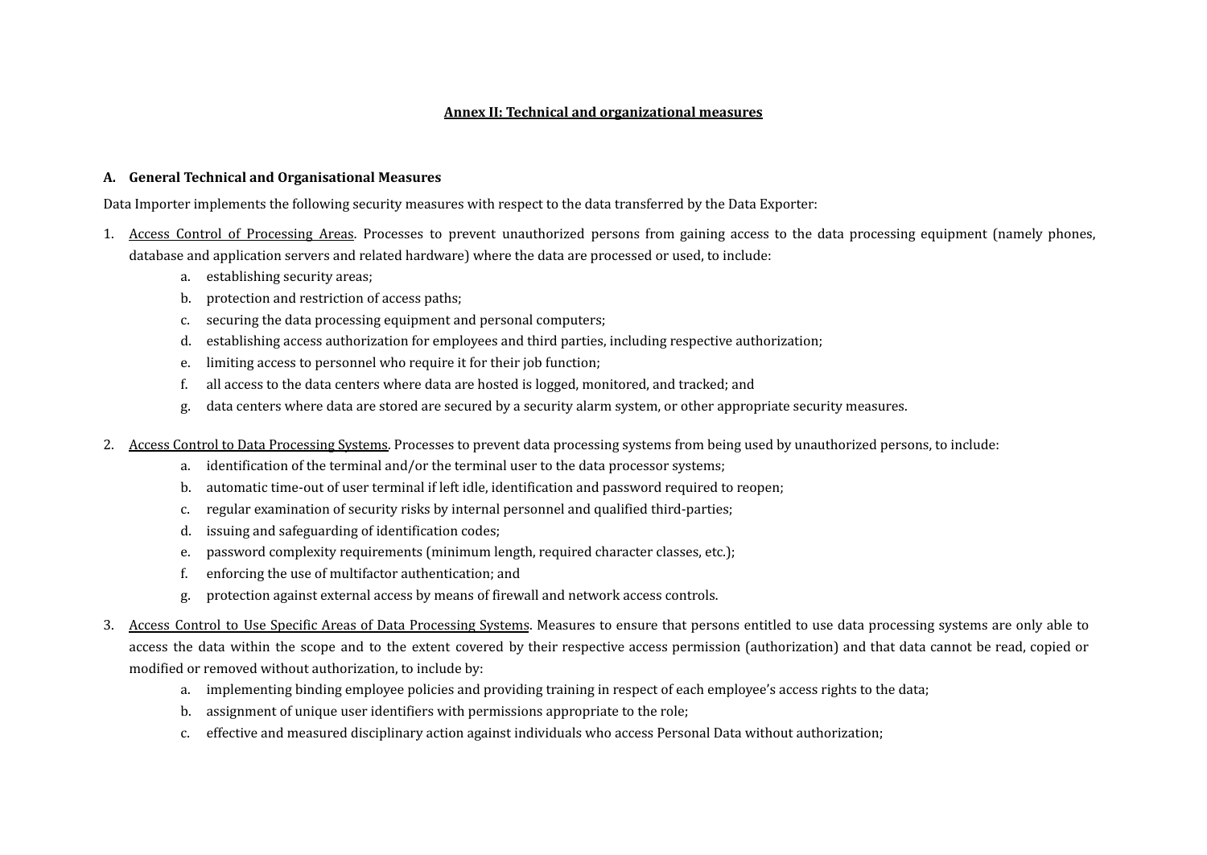**<u>Annex II: Technical and organizational measures</u>**

**A. General Technical and Organisational Measures**

Data Importer implements the following security measures with respect to the data transferred by the Data Exporter:

1. <u>Access Control of Processing Areas</u>. Processes to prevent unauthorized persons from gaining access to the data processing equipment (namely phones, database and application servers and related hardware) where the data are processed or used, to include:
    a. establishing security areas;
    b. protection and restriction of access paths;
    c. securing the data processing equipment and personal computers;
    d. establishing access authorization for employees and third parties, including respective authorization;
    e. limiting access to personnel who require it for their job function;
    f. all access to the data centers where data are hosted is logged, monitored, and tracked; and
    g. data centers where data are stored are secured by a security alarm system, or other appropriate security measures.

2. <u>Access Control to Data Processing Systems</u>. Processes to prevent data processing systems from being used by unauthorized persons, to include:
    a. identification of the terminal and/or the terminal user to the data processor systems;
    b. automatic time-out of user terminal if left idle, identification and password required to reopen;
    c. regular examination of security risks by internal personnel and qualified third-parties;
    d. issuing and safeguarding of identification codes;
    e. password complexity requirements (minimum length, required character classes, etc.);
    f. enforcing the use of multifactor authentication; and
    g. protection against external access by means of firewall and network access controls.

3. <u>Access Control to Use Specific Areas of Data Processing Systems</u>. Measures to ensure that persons entitled to use data processing systems are only able to access the data within the scope and to the extent covered by their respective access permission (authorization) and that data cannot be read, copied or modified or removed without authorization, to include by:
    a. implementing binding employee policies and providing training in respect of each employee's access rights to the data;
    b. assignment of unique user identifiers with permissions appropriate to the role;
    c. effective and measured disciplinary action against individuals who access Personal Data without authorization;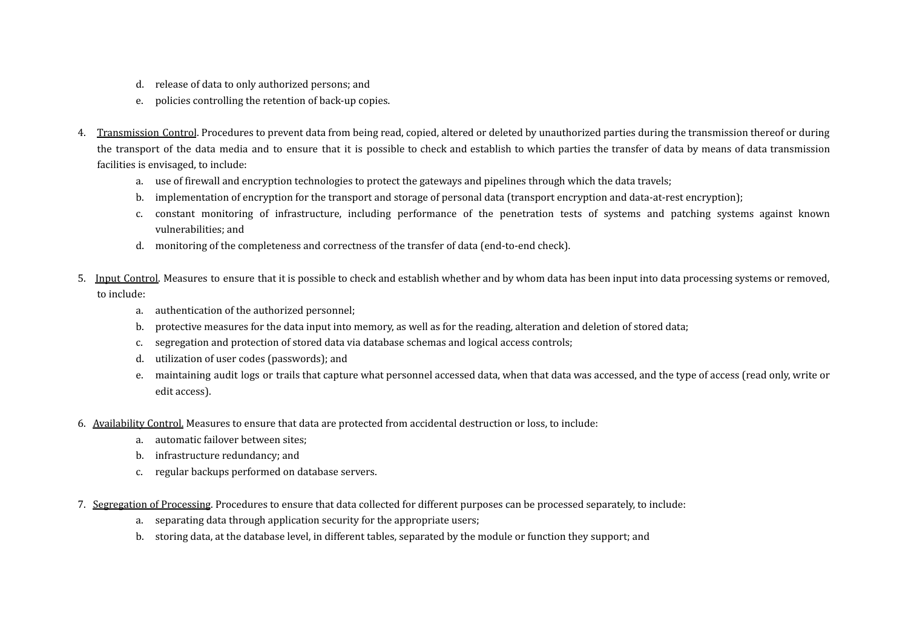d. release of data to only authorized persons; and
   e. policies controlling the retention of back-up copies.

4. <u>Transmission Control</u>. Procedures to prevent data from being read, copied, altered or deleted by unauthorized parties during the transmission thereof or during the transport of the data media and to ensure that it is possible to check and establish to which parties the transfer of data by means of data transmission facilities is envisaged, to include:
   a. use of firewall and encryption technologies to protect the gateways and pipelines through which the data travels;
   b. implementation of encryption for the transport and storage of personal data (transport encryption and data-at-rest encryption);
   c. constant monitoring of infrastructure, including performance of the penetration tests of systems and patching systems against known vulnerabilities; and
   d. monitoring of the completeness and correctness of the transfer of data (end-to-end check).

5. <u>Input Control</u>. Measures to ensure that it is possible to check and establish whether and by whom data has been input into data processing systems or removed, to include:
   a. authentication of the authorized personnel;
   b. protective measures for the data input into memory, as well as for the reading, alteration and deletion of stored data;
   c. segregation and protection of stored data via database schemas and logical access controls;
   d. utilization of user codes (passwords); and
   e. maintaining audit logs or trails that capture what personnel accessed data, when that data was accessed, and the type of access (read only, write or edit access).

6. <u>Availability Control.</u> Measures to ensure that data are protected from accidental destruction or loss, to include:
   a. automatic failover between sites;
   b. infrastructure redundancy; and
   c. regular backups performed on database servers.

7. <u>Segregation of Processing</u>. Procedures to ensure that data collected for different purposes can be processed separately, to include:
   a. separating data through application security for the appropriate users;
   b. storing data, at the database level, in different tables, separated by the module or function they support; and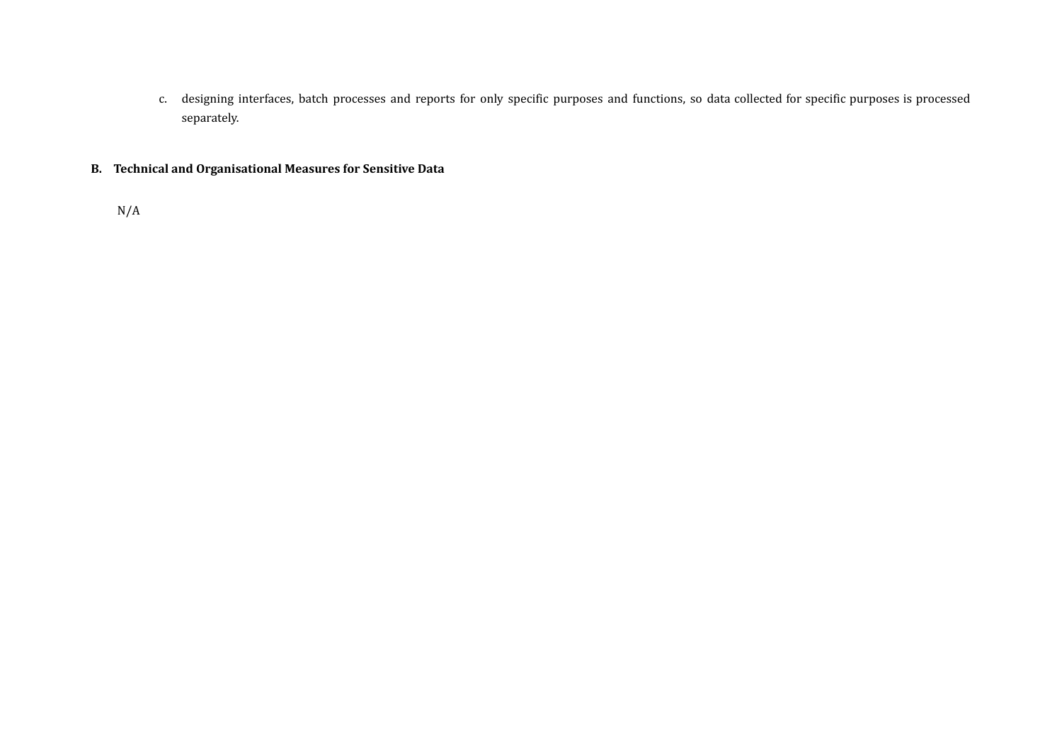c. designing interfaces, batch processes and reports for only specific purposes and functions, so data collected for specific purposes is processed separately.

## B. Technical and Organisational Measures for Sensitive Data

N/A